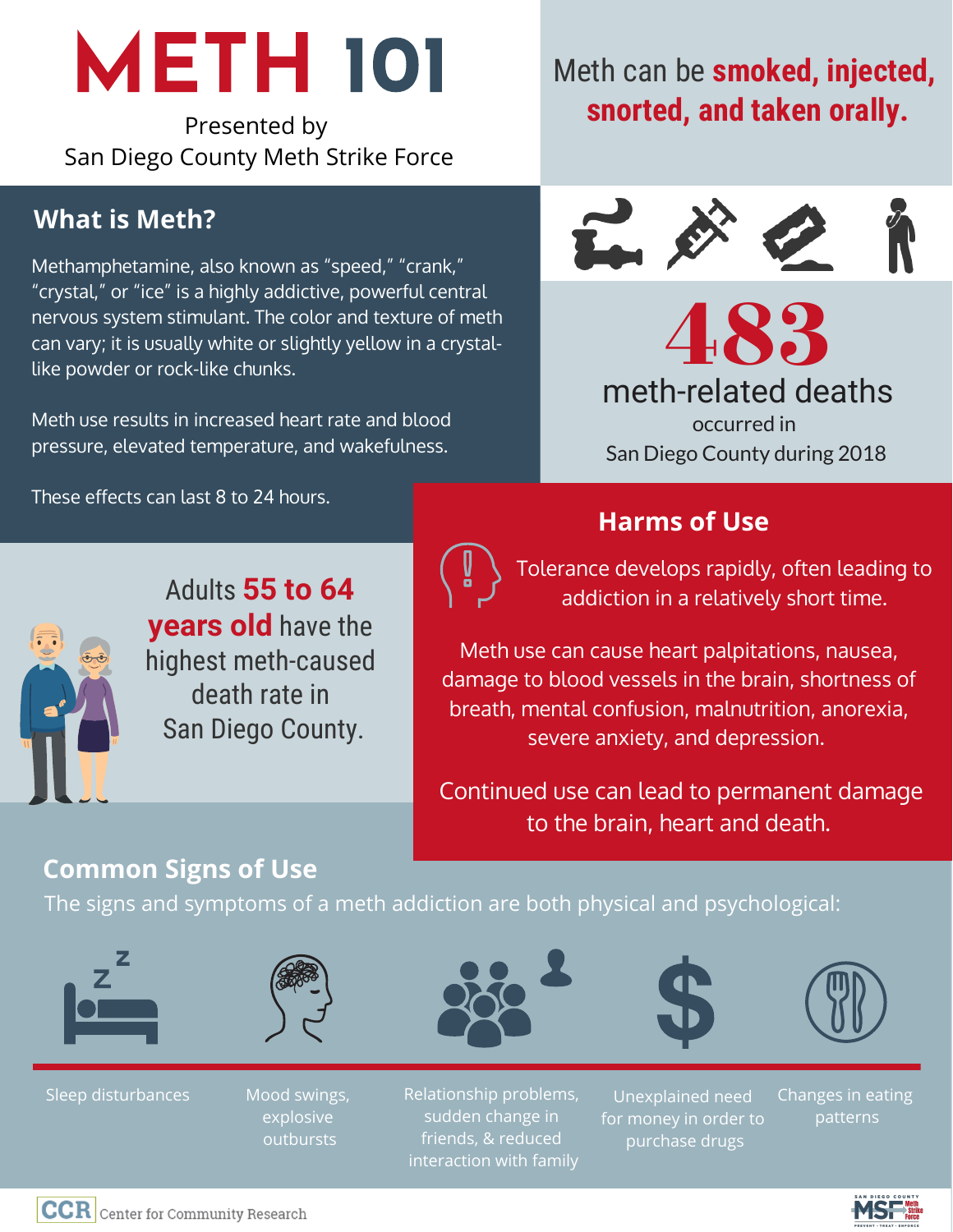# METH 101

Presented by
San Diego County Meth Strike Force

Meth can be **smoked, injected, snorted, and taken orally.**

## What is Meth?

Methamphetamine, also known as "speed," "crank," "crystal," or "ice" is a highly addictive, powerful central nervous system stimulant. The color and texture of meth can vary; it is usually white or slightly yellow in a crystal-like powder or rock-like chunks.

Meth use results in increased heart rate and blood pressure, elevated temperature, and wakefulness.

These effects can last 8 to 24 hours.

**483** meth-related deaths occurred in San Diego County during 2018

Adults **55 to 64 years old** have the highest meth-caused death rate in San Diego County.

## Harms of Use

Tolerance develops rapidly, often leading to addiction in a relatively short time.

Meth use can cause heart palpitations, nausea, damage to blood vessels in the brain, shortness of breath, mental confusion, malnutrition, anorexia, severe anxiety, and depression.

Continued use can lead to permanent damage to the brain, heart and death.

## Common Signs of Use

The signs and symptoms of a meth addiction are both physical and psychological:

- Sleep disturbances
- Mood swings, explosive outbursts
- Relationship problems, sudden change in friends, & reduced interaction with family
- Unexplained need for money in order to purchase drugs
- Changes in eating patterns

CCR Center for Community Research

San Diego County Meth Strike Force — Prevent · Treat · Enforce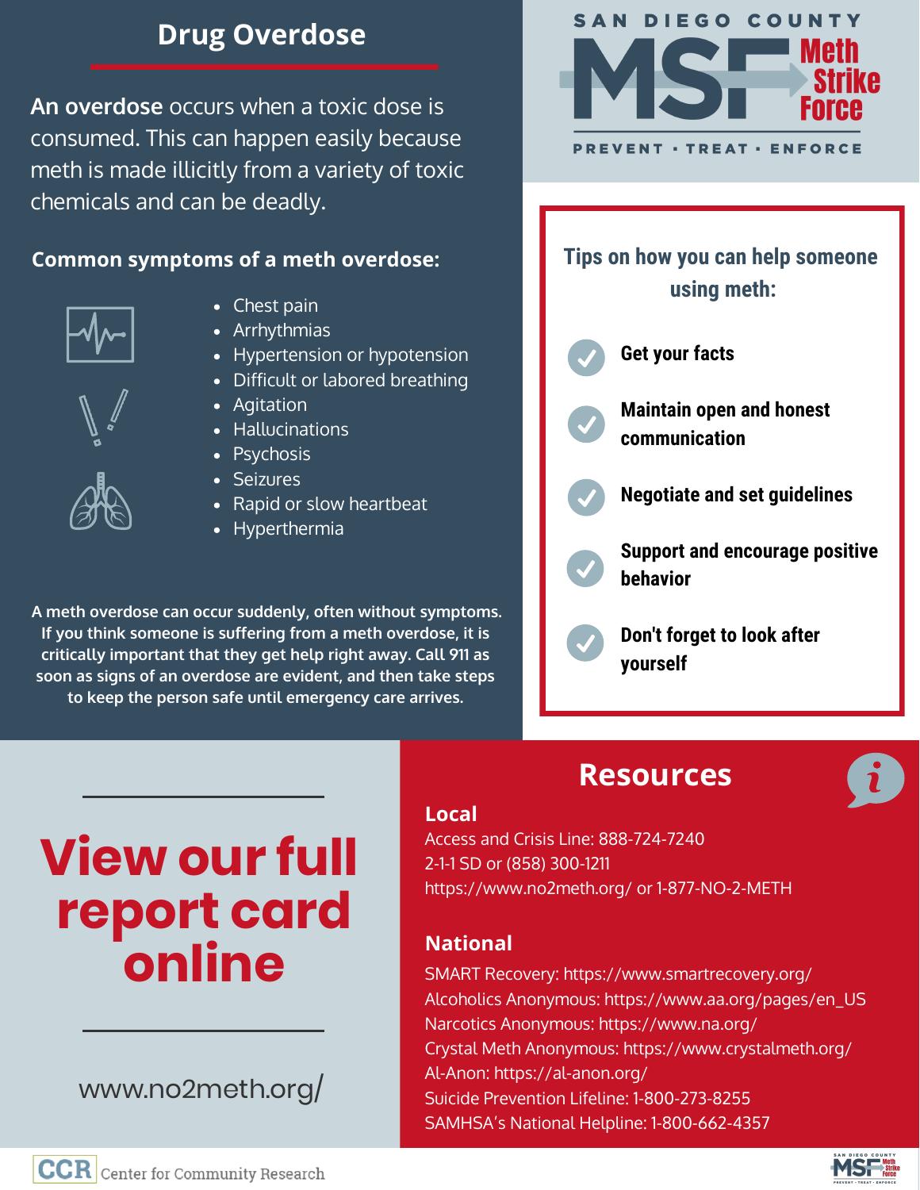## Drug Overdose

**An overdose** occurs when a toxic dose is consumed. This can happen easily because meth is made illicitly from a variety of toxic chemicals and can be deadly.

### Common symptoms of a meth overdose:

- Chest pain
- Arrhythmias
- Hypertension or hypotension
- Difficult or labored breathing
- Agitation
- Hallucinations
- Psychosis
- Seizures
- Rapid or slow heartbeat
- Hyperthermia

**A meth overdose can occur suddenly, often without symptoms. If you think someone is suffering from a meth overdose, it is critically important that they get help right away. Call 911 as soon as signs of an overdose are evident, and then take steps to keep the person safe until emergency care arrives.**

SAN DIEGO COUNTY MSF Meth Strike Force

PREVENT · TREAT · ENFORCE

### Tips on how you can help someone using meth:

- **Get your facts**
- **Maintain open and honest communication**
- **Negotiate and set guidelines**
- **Support and encourage positive behavior**
- **Don't forget to look after yourself**

# View our full report card online

www.no2meth.org/

## Resources

### Local

Access and Crisis Line: 888-724-7240
2-1-1 SD or (858) 300-1211
https://www.no2meth.org/ or 1-877-NO-2-METH

### National

SMART Recovery: https://www.smartrecovery.org/
Alcoholics Anonymous: https://www.aa.org/pages/en_US
Narcotics Anonymous: https://www.na.org/
Crystal Meth Anonymous: https://www.crystalmeth.org/
Al-Anon: https://al-anon.org/
Suicide Prevention Lifeline: 1-800-273-8255
SAMHSA's National Helpline: 1-800-662-4357

CCR Center for Community Research